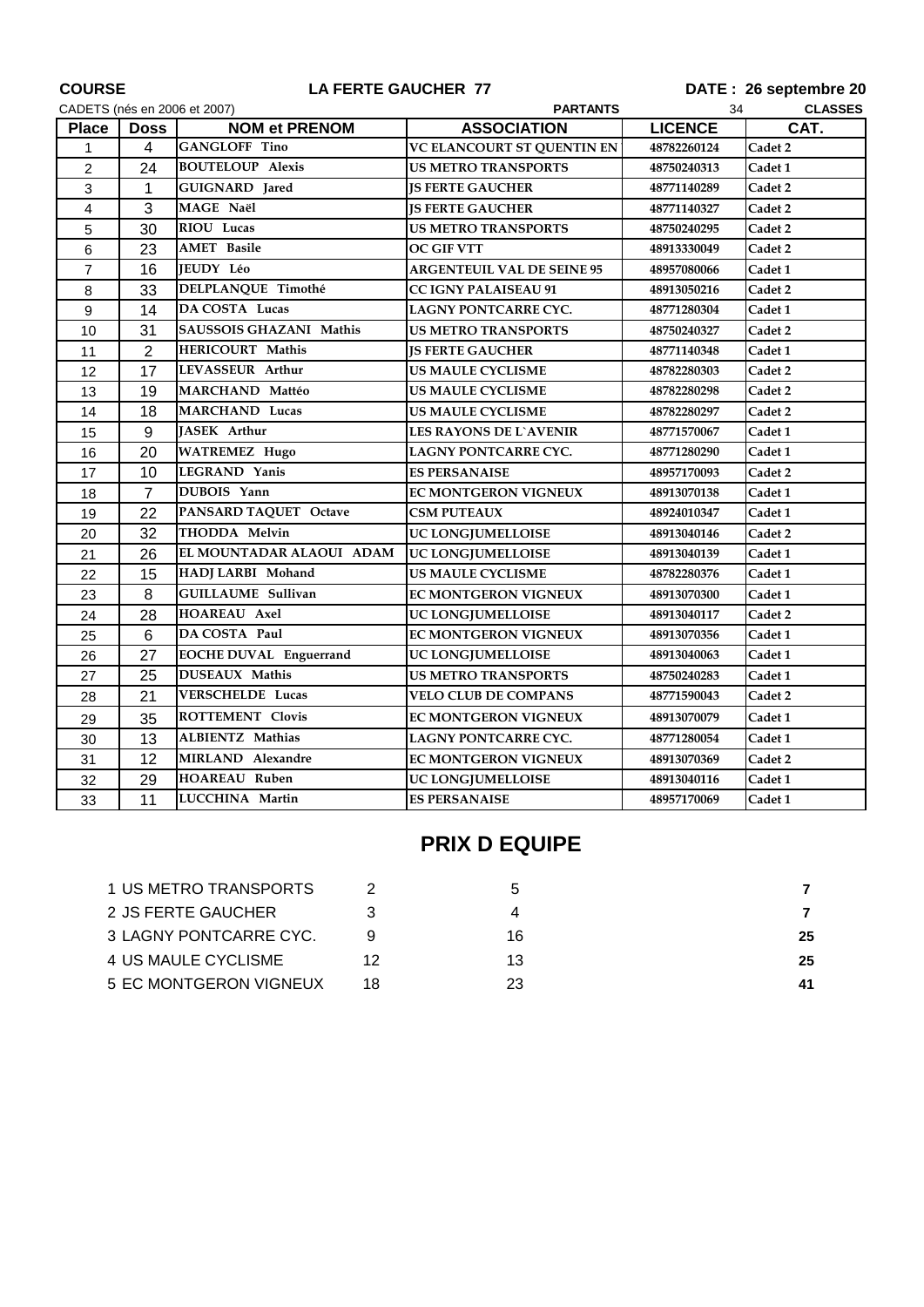**COURSE** **LA FERTE GAUCHER 77** **DATE : 26 septembre 20**

CADETS (nés en 2006 et 2007) **PARTANTS** 34 **CLASSES**

| Place | Doss | NOM et PRENOM | ASSOCIATION | LICENCE | CAT. |
|---|---|---|---|---|---|
| 1 | 4 | GANGLOFF Tino | VC ELANCOURT ST QUENTIN EN | 48782260124 | Cadet 2 |
| 2 | 24 | BOUTELOUP Alexis | US METRO TRANSPORTS | 48750240313 | Cadet 1 |
| 3 | 1 | GUIGNARD Jared | JS FERTE GAUCHER | 48771140289 | Cadet 2 |
| 4 | 3 | MAGE Naël | JS FERTE GAUCHER | 48771140327 | Cadet 2 |
| 5 | 30 | RIOU Lucas | US METRO TRANSPORTS | 48750240295 | Cadet 2 |
| 6 | 23 | AMET Basile | OC GIF VTT | 48913330049 | Cadet 2 |
| 7 | 16 | JEUDY Léo | ARGENTEUIL VAL DE SEINE 95 | 48957080066 | Cadet 1 |
| 8 | 33 | DELPLANQUE Timothé | CC IGNY PALAISEAU 91 | 48913050216 | Cadet 2 |
| 9 | 14 | DA COSTA Lucas | LAGNY PONTCARRE CYC. | 48771280304 | Cadet 1 |
| 10 | 31 | SAUSSOIS GHAZANI Mathis | US METRO TRANSPORTS | 48750240327 | Cadet 2 |
| 11 | 2 | HERICOURT Mathis | JS FERTE GAUCHER | 48771140348 | Cadet 1 |
| 12 | 17 | LEVASSEUR Arthur | US MAULE CYCLISME | 48782280303 | Cadet 2 |
| 13 | 19 | MARCHAND Mattéo | US MAULE CYCLISME | 48782280298 | Cadet 2 |
| 14 | 18 | MARCHAND Lucas | US MAULE CYCLISME | 48782280297 | Cadet 2 |
| 15 | 9 | JASEK Arthur | LES RAYONS DE L`AVENIR | 48771570067 | Cadet 1 |
| 16 | 20 | WATREMEZ Hugo | LAGNY PONTCARRE CYC. | 48771280290 | Cadet 1 |
| 17 | 10 | LEGRAND Yanis | ES PERSANAISE | 48957170093 | Cadet 2 |
| 18 | 7 | DUBOIS Yann | EC MONTGERON VIGNEUX | 48913070138 | Cadet 1 |
| 19 | 22 | PANSARD TAQUET Octave | CSM PUTEAUX | 48924010347 | Cadet 1 |
| 20 | 32 | THODDA Melvin | UC LONGJUMELLOISE | 48913040146 | Cadet 2 |
| 21 | 26 | EL MOUNTADAR ALAOUI ADAM | UC LONGJUMELLOISE | 48913040139 | Cadet 1 |
| 22 | 15 | HADJ LARBI Mohand | US MAULE CYCLISME | 48782280376 | Cadet 1 |
| 23 | 8 | GUILLAUME Sullivan | EC MONTGERON VIGNEUX | 48913070300 | Cadet 1 |
| 24 | 28 | HOAREAU Axel | UC LONGJUMELLOISE | 48913040117 | Cadet 2 |
| 25 | 6 | DA COSTA Paul | EC MONTGERON VIGNEUX | 48913070356 | Cadet 1 |
| 26 | 27 | EOCHE DUVAL Enguerrand | UC LONGJUMELLOISE | 48913040063 | Cadet 1 |
| 27 | 25 | DUSEAUX Mathis | US METRO TRANSPORTS | 48750240283 | Cadet 1 |
| 28 | 21 | VERSCHELDE Lucas | VELO CLUB DE COMPANS | 48771590043 | Cadet 2 |
| 29 | 35 | ROTTEMENT Clovis | EC MONTGERON VIGNEUX | 48913070079 | Cadet 1 |
| 30 | 13 | ALBIENTZ Mathias | LAGNY PONTCARRE CYC. | 48771280054 | Cadet 1 |
| 31 | 12 | MIRLAND Alexandre | EC MONTGERON VIGNEUX | 48913070369 | Cadet 2 |
| 32 | 29 | HOAREAU Ruben | UC LONGJUMELLOISE | 48913040116 | Cadet 1 |
| 33 | 11 | LUCCHINA Martin | ES PERSANAISE | 48957170069 | Cadet 1 |

## PRIX D EQUIPE

| | | | | |
|---|---|---|---|---|
| 1 | US METRO TRANSPORTS | 2 | 5 | **7** |
| 2 | JS FERTE GAUCHER | 3 | 4 | **7** |
| 3 | LAGNY PONTCARRE CYC. | 9 | 16 | **25** |
| 4 | US MAULE CYCLISME | 12 | 13 | **25** |
| 5 | EC MONTGERON VIGNEUX | 18 | 23 | **41** |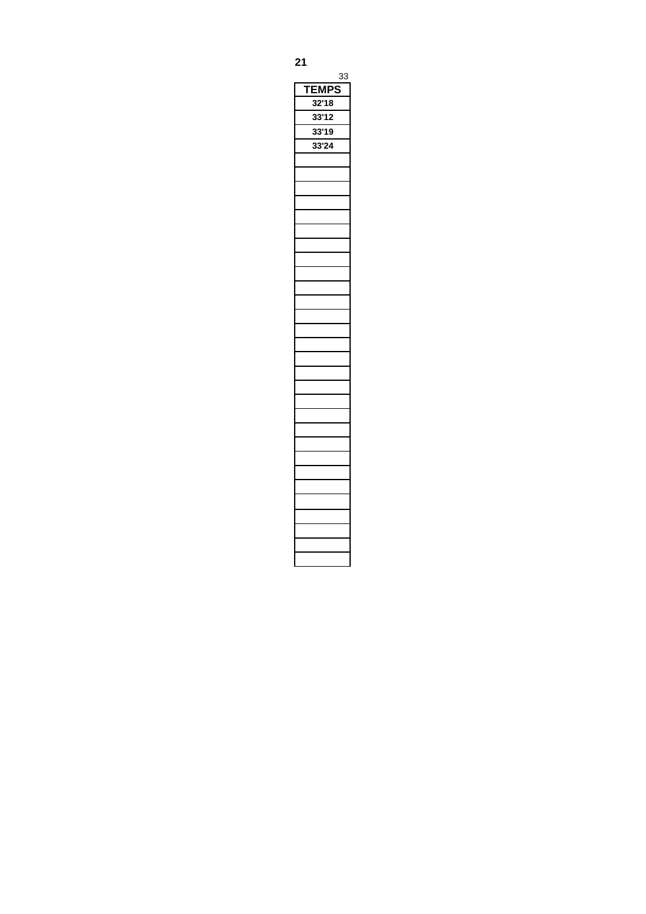**21**

33

| TEMPS |
|---|
| 32'18 |
| 33'12 |
| 33'19 |
| 33'24 |
| |
| |
| |
| |
| |
| |
| |
| |
| |
| |
| |
| |
| |
| |
| |
| |
| |
| |
| |
| |
| |
| |
| |
| |
| |
| |
| |
| |
| |